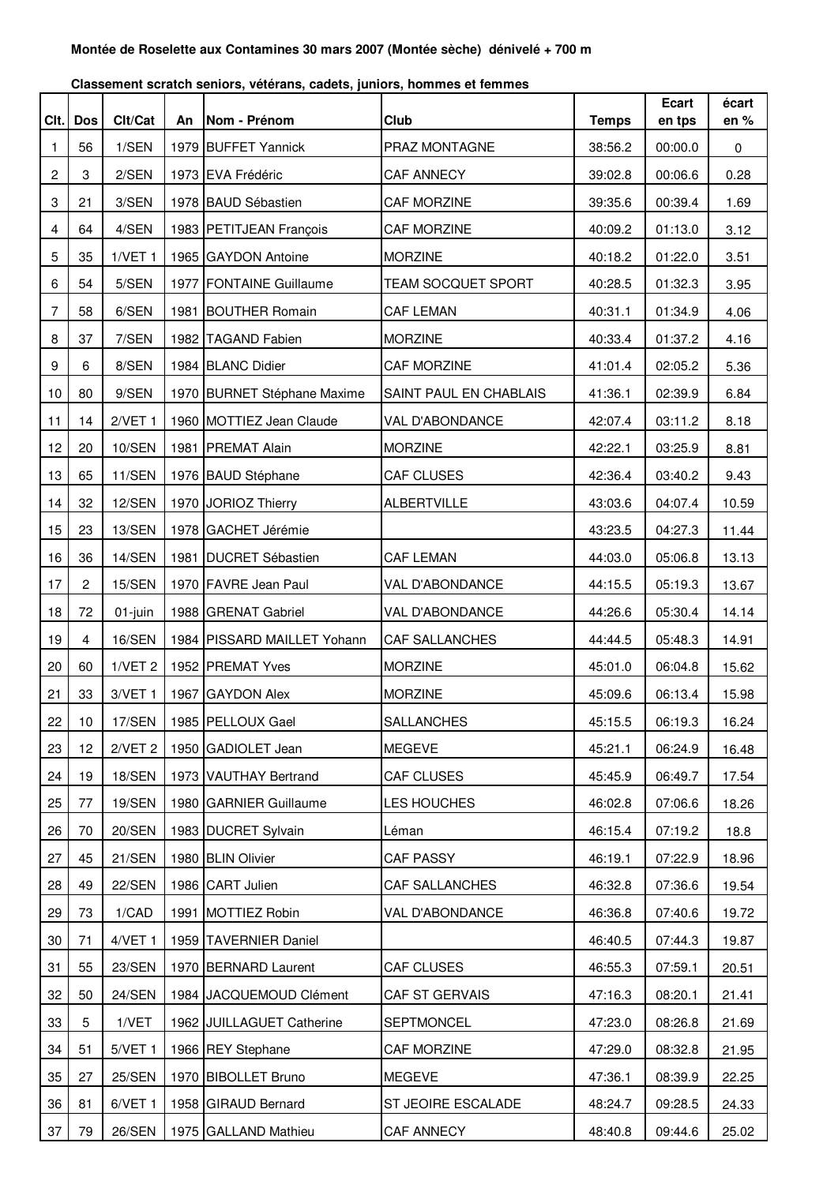**Montée de Roselette aux Contamines 30 mars 2007 (Montée sèche) dénivelé + 700 m**

**Classement scratch seniors, vétérans, cadets, juniors, hommes et femmes**

| Clt. | Dos | Clt/Cat | An | Nom - Prénom | Club | Temps | Ecart en tps | écart en % |
|---|---|---|---|---|---|---|---|---|
| 1 | 56 | 1/SEN | 1979 | BUFFET Yannick | PRAZ MONTAGNE | 38:56.2 | 00:00.0 | 0 |
| 2 | 3 | 2/SEN | 1973 | EVA Frédéric | CAF ANNECY | 39:02.8 | 00:06.6 | 0.28 |
| 3 | 21 | 3/SEN | 1978 | BAUD Sébastien | CAF MORZINE | 39:35.6 | 00:39.4 | 1.69 |
| 4 | 64 | 4/SEN | 1983 | PETITJEAN François | CAF MORZINE | 40:09.2 | 01:13.0 | 3.12 |
| 5 | 35 | 1/VET 1 | 1965 | GAYDON Antoine | MORZINE | 40:18.2 | 01:22.0 | 3.51 |
| 6 | 54 | 5/SEN | 1977 | FONTAINE Guillaume | TEAM SOCQUET SPORT | 40:28.5 | 01:32.3 | 3.95 |
| 7 | 58 | 6/SEN | 1981 | BOUTHER Romain | CAF LEMAN | 40:31.1 | 01:34.9 | 4.06 |
| 8 | 37 | 7/SEN | 1982 | TAGAND Fabien | MORZINE | 40:33.4 | 01:37.2 | 4.16 |
| 9 | 6 | 8/SEN | 1984 | BLANC Didier | CAF MORZINE | 41:01.4 | 02:05.2 | 5.36 |
| 10 | 80 | 9/SEN | 1970 | BURNET Stéphane Maxime | SAINT PAUL EN CHABLAIS | 41:36.1 | 02:39.9 | 6.84 |
| 11 | 14 | 2/VET 1 | 1960 | MOTTIEZ Jean Claude | VAL D'ABONDANCE | 42:07.4 | 03:11.2 | 8.18 |
| 12 | 20 | 10/SEN | 1981 | PREMAT Alain | MORZINE | 42:22.1 | 03:25.9 | 8.81 |
| 13 | 65 | 11/SEN | 1976 | BAUD Stéphane | CAF CLUSES | 42:36.4 | 03:40.2 | 9.43 |
| 14 | 32 | 12/SEN | 1970 | JORIOZ Thierry | ALBERTVILLE | 43:03.6 | 04:07.4 | 10.59 |
| 15 | 23 | 13/SEN | 1978 | GACHET Jérémie | | 43:23.5 | 04:27.3 | 11.44 |
| 16 | 36 | 14/SEN | 1981 | DUCRET Sébastien | CAF LEMAN | 44:03.0 | 05:06.8 | 13.13 |
| 17 | 2 | 15/SEN | 1970 | FAVRE Jean Paul | VAL D'ABONDANCE | 44:15.5 | 05:19.3 | 13.67 |
| 18 | 72 | 01-juin | 1988 | GRENAT Gabriel | VAL D'ABONDANCE | 44:26.6 | 05:30.4 | 14.14 |
| 19 | 4 | 16/SEN | 1984 | PISSARD MAILLET Yohann | CAF SALLANCHES | 44:44.5 | 05:48.3 | 14.91 |
| 20 | 60 | 1/VET 2 | 1952 | PREMAT Yves | MORZINE | 45:01.0 | 06:04.8 | 15.62 |
| 21 | 33 | 3/VET 1 | 1967 | GAYDON Alex | MORZINE | 45:09.6 | 06:13.4 | 15.98 |
| 22 | 10 | 17/SEN | 1985 | PELLOUX Gael | SALLANCHES | 45:15.5 | 06:19.3 | 16.24 |
| 23 | 12 | 2/VET 2 | 1950 | GADIOLET Jean | MEGEVE | 45:21.1 | 06:24.9 | 16.48 |
| 24 | 19 | 18/SEN | 1973 | VAUTHAY Bertrand | CAF CLUSES | 45:45.9 | 06:49.7 | 17.54 |
| 25 | 77 | 19/SEN | 1980 | GARNIER Guillaume | LES HOUCHES | 46:02.8 | 07:06.6 | 18.26 |
| 26 | 70 | 20/SEN | 1983 | DUCRET Sylvain | Léman | 46:15.4 | 07:19.2 | 18.8 |
| 27 | 45 | 21/SEN | 1980 | BLIN Olivier | CAF PASSY | 46:19.1 | 07:22.9 | 18.96 |
| 28 | 49 | 22/SEN | 1986 | CART Julien | CAF SALLANCHES | 46:32.8 | 07:36.6 | 19.54 |
| 29 | 73 | 1/CAD | 1991 | MOTTIEZ Robin | VAL D'ABONDANCE | 46:36.8 | 07:40.6 | 19.72 |
| 30 | 71 | 4/VET 1 | 1959 | TAVERNIER Daniel | | 46:40.5 | 07:44.3 | 19.87 |
| 31 | 55 | 23/SEN | 1970 | BERNARD Laurent | CAF CLUSES | 46:55.3 | 07:59.1 | 20.51 |
| 32 | 50 | 24/SEN | 1984 | JACQUEMOUD Clément | CAF ST GERVAIS | 47:16.3 | 08:20.1 | 21.41 |
| 33 | 5 | 1/VET | 1962 | JUILLAGUET Catherine | SEPTMONCEL | 47:23.0 | 08:26.8 | 21.69 |
| 34 | 51 | 5/VET 1 | 1966 | REY Stephane | CAF MORZINE | 47:29.0 | 08:32.8 | 21.95 |
| 35 | 27 | 25/SEN | 1970 | BIBOLLET Bruno | MEGEVE | 47:36.1 | 08:39.9 | 22.25 |
| 36 | 81 | 6/VET 1 | 1958 | GIRAUD Bernard | ST JEOIRE ESCALADE | 48:24.7 | 09:28.5 | 24.33 |
| 37 | 79 | 26/SEN | 1975 | GALLAND Mathieu | CAF ANNECY | 48:40.8 | 09:44.6 | 25.02 |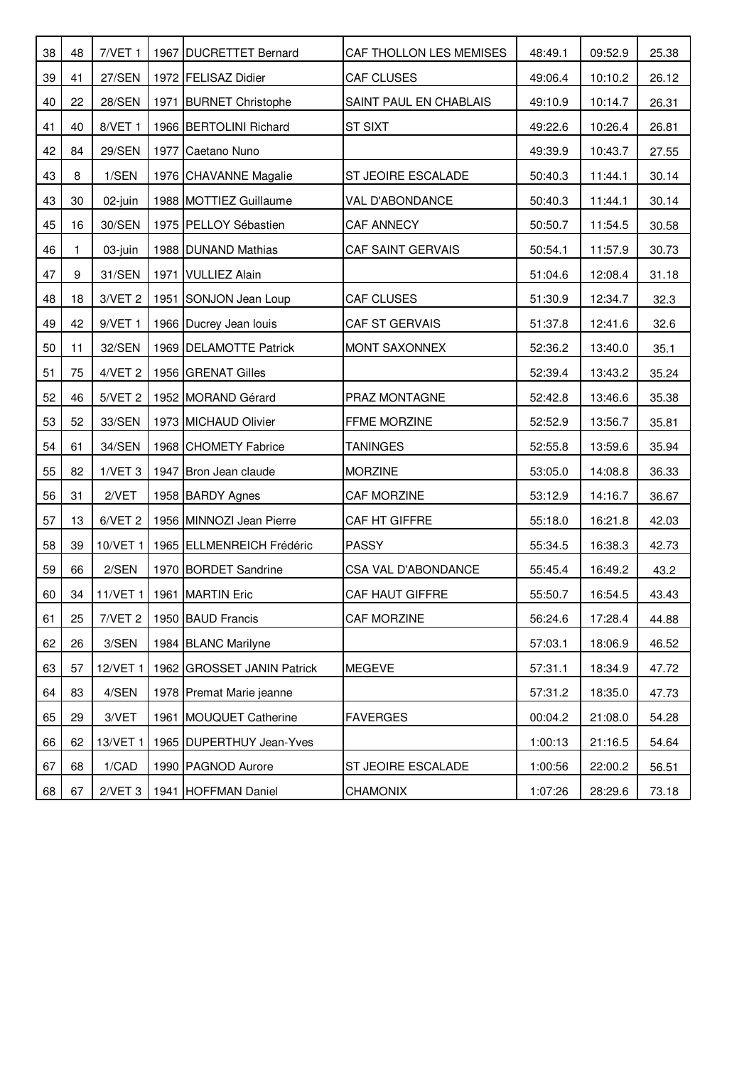| | | | | | | | | |
|---|---|---|---|---|---|---|---|---|
| 38 | 48 | 7/VET 1 | 1967 | DUCRETTET Bernard | CAF THOLLON LES MEMISES | 48:49.1 | 09:52.9 | 25.38 |
| 39 | 41 | 27/SEN | 1972 | FELISAZ Didier | CAF CLUSES | 49:06.4 | 10:10.2 | 26.12 |
| 40 | 22 | 28/SEN | 1971 | BURNET Christophe | SAINT PAUL EN CHABLAIS | 49:10.9 | 10:14.7 | 26.31 |
| 41 | 40 | 8/VET 1 | 1966 | BERTOLINI Richard | ST SIXT | 49:22.6 | 10:26.4 | 26.81 |
| 42 | 84 | 29/SEN | 1977 | Caetano Nuno | | 49:39.9 | 10:43.7 | 27.55 |
| 43 | 8 | 1/SEN | 1976 | CHAVANNE Magalie | ST JEOIRE ESCALADE | 50:40.3 | 11:44.1 | 30.14 |
| 43 | 30 | 02-juin | 1988 | MOTTIEZ Guillaume | VAL D'ABONDANCE | 50:40.3 | 11:44.1 | 30.14 |
| 45 | 16 | 30/SEN | 1975 | PELLOY Sébastien | CAF ANNECY | 50:50.7 | 11:54.5 | 30.58 |
| 46 | 1 | 03-juin | 1988 | DUNAND Mathias | CAF SAINT GERVAIS | 50:54.1 | 11:57.9 | 30.73 |
| 47 | 9 | 31/SEN | 1971 | VULLIEZ Alain | | 51:04.6 | 12:08.4 | 31.18 |
| 48 | 18 | 3/VET 2 | 1951 | SONJON Jean Loup | CAF CLUSES | 51:30.9 | 12:34.7 | 32.3 |
| 49 | 42 | 9/VET 1 | 1966 | Ducrey Jean louis | CAF ST GERVAIS | 51:37.8 | 12:41.6 | 32.6 |
| 50 | 11 | 32/SEN | 1969 | DELAMOTTE Patrick | MONT SAXONNEX | 52:36.2 | 13:40.0 | 35.1 |
| 51 | 75 | 4/VET 2 | 1956 | GRENAT Gilles | | 52:39.4 | 13:43.2 | 35.24 |
| 52 | 46 | 5/VET 2 | 1952 | MORAND Gérard | PRAZ MONTAGNE | 52:42.8 | 13:46.6 | 35.38 |
| 53 | 52 | 33/SEN | 1973 | MICHAUD Olivier | FFME MORZINE | 52:52.9 | 13:56.7 | 35.81 |
| 54 | 61 | 34/SEN | 1968 | CHOMETY Fabrice | TANINGES | 52:55.8 | 13:59.6 | 35.94 |
| 55 | 82 | 1/VET 3 | 1947 | Bron Jean claude | MORZINE | 53:05.0 | 14:08.8 | 36.33 |
| 56 | 31 | 2/VET | 1958 | BARDY Agnes | CAF MORZINE | 53:12.9 | 14:16.7 | 36.67 |
| 57 | 13 | 6/VET 2 | 1956 | MINNOZI Jean Pierre | CAF HT GIFFRE | 55:18.0 | 16:21.8 | 42.03 |
| 58 | 39 | 10/VET 1 | 1965 | ELLMENREICH Frédéric | PASSY | 55:34.5 | 16:38.3 | 42.73 |
| 59 | 66 | 2/SEN | 1970 | BORDET Sandrine | CSA VAL D'ABONDANCE | 55:45.4 | 16:49.2 | 43.2 |
| 60 | 34 | 11/VET 1 | 1961 | MARTIN Eric | CAF HAUT GIFFRE | 55:50.7 | 16:54.5 | 43.43 |
| 61 | 25 | 7/VET 2 | 1950 | BAUD Francis | CAF MORZINE | 56:24.6 | 17:28.4 | 44.88 |
| 62 | 26 | 3/SEN | 1984 | BLANC Marilyne | | 57:03.1 | 18:06.9 | 46.52 |
| 63 | 57 | 12/VET 1 | 1962 | GROSSET JANIN Patrick | MEGEVE | 57:31.1 | 18:34.9 | 47.72 |
| 64 | 83 | 4/SEN | 1978 | Premat Marie jeanne | | 57:31.2 | 18:35.0 | 47.73 |
| 65 | 29 | 3/VET | 1961 | MOUQUET Catherine | FAVERGES | 00:04.2 | 21:08.0 | 54.28 |
| 66 | 62 | 13/VET 1 | 1965 | DUPERTHUY Jean-Yves | | 1:00:13 | 21:16.5 | 54.64 |
| 67 | 68 | 1/CAD | 1990 | PAGNOD Aurore | ST JEOIRE ESCALADE | 1:00:56 | 22:00.2 | 56.51 |
| 68 | 67 | 2/VET 3 | 1941 | HOFFMAN Daniel | CHAMONIX | 1:07:26 | 28:29.6 | 73.18 |